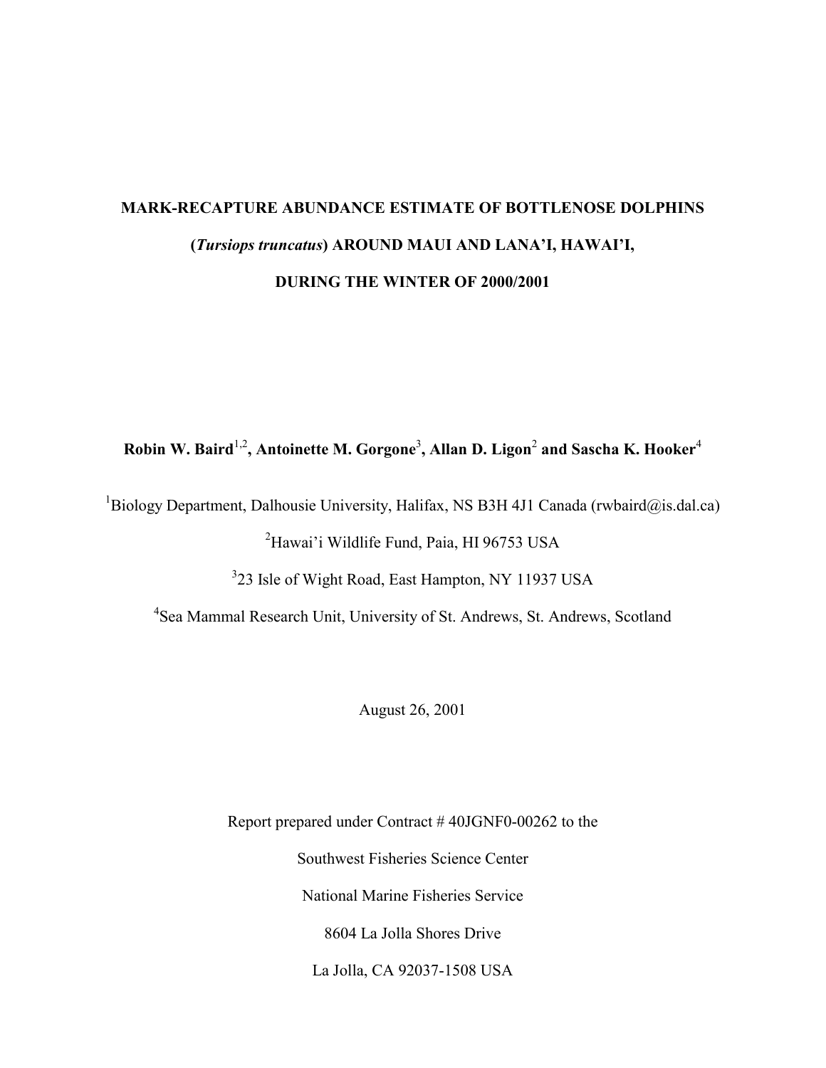# MARK-RECAPTURE ABUNDANCE ESTIMATE OF BOTTLENOSE DOLPHINS (*Tursiops truncatus*) AROUND MAUI AND LANA'I, HAWAI'I, DURING THE WINTER OF 2000/2001

**Robin W. Baird[1,2], Antoinette M. Gorgone[3], Allan D. Ligon[2] and Sascha K. Hooker[4]**

[1]Biology Department, Dalhousie University, Halifax, NS B3H 4J1 Canada (rwbaird@is.dal.ca)

[2]Hawai'i Wildlife Fund, Paia, HI 96753 USA

[3]23 Isle of Wight Road, East Hampton, NY 11937 USA

[4]Sea Mammal Research Unit, University of St. Andrews, St. Andrews, Scotland

August 26, 2001

Report prepared under Contract # 40JGNF0-00262 to the

Southwest Fisheries Science Center

National Marine Fisheries Service

8604 La Jolla Shores Drive

La Jolla, CA 92037-1508 USA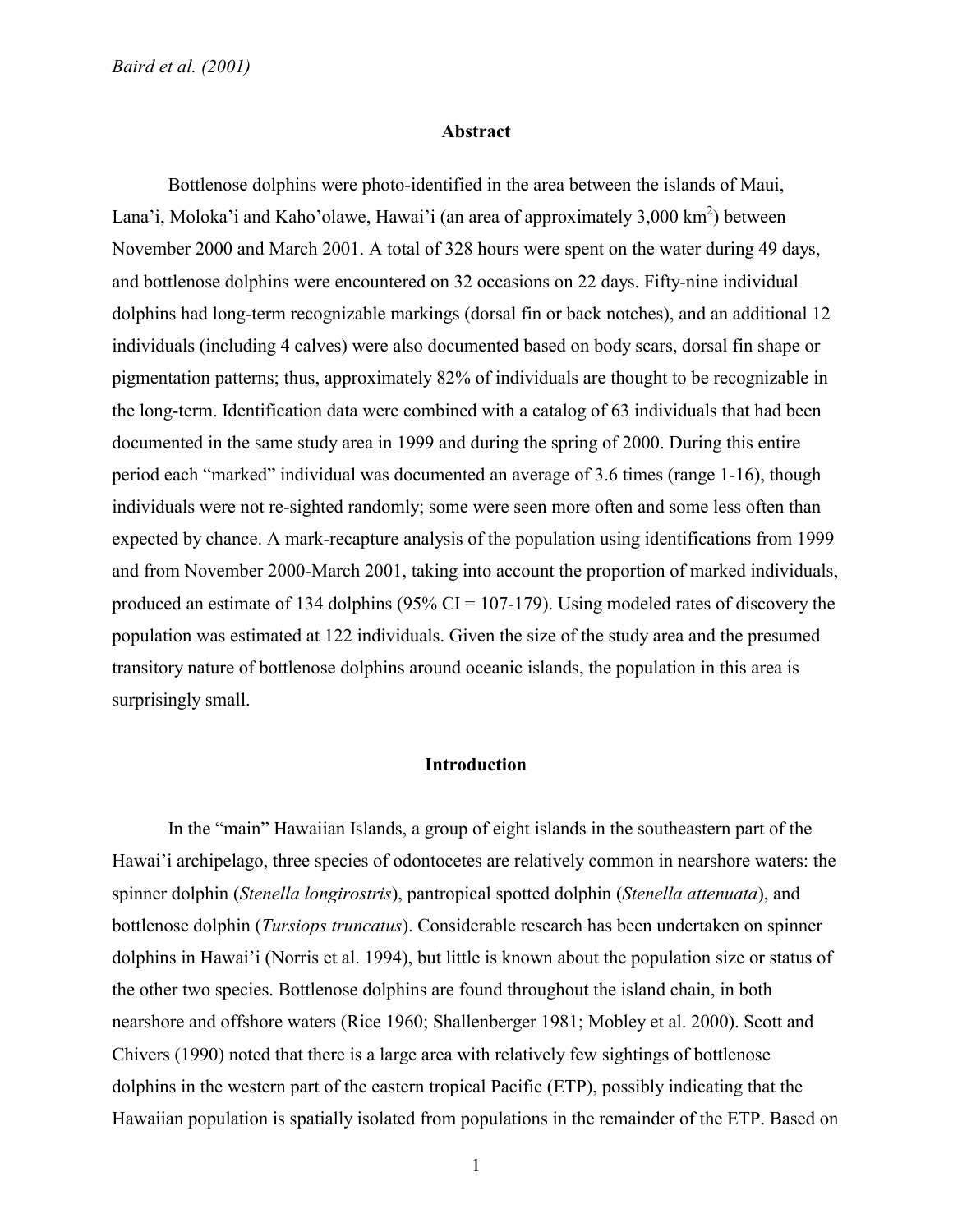## Abstract

Bottlenose dolphins were photo-identified in the area between the islands of Maui, Lana'i, Moloka'i and Kaho'olawe, Hawai'i (an area of approximately 3,000 km$^2$) between November 2000 and March 2001. A total of 328 hours were spent on the water during 49 days, and bottlenose dolphins were encountered on 32 occasions on 22 days. Fifty-nine individual dolphins had long-term recognizable markings (dorsal fin or back notches), and an additional 12 individuals (including 4 calves) were also documented based on body scars, dorsal fin shape or pigmentation patterns; thus, approximately 82% of individuals are thought to be recognizable in the long-term. Identification data were combined with a catalog of 63 individuals that had been documented in the same study area in 1999 and during the spring of 2000. During this entire period each "marked" individual was documented an average of 3.6 times (range 1-16), though individuals were not re-sighted randomly; some were seen more often and some less often than expected by chance. A mark-recapture analysis of the population using identifications from 1999 and from November 2000-March 2001, taking into account the proportion of marked individuals, produced an estimate of 134 dolphins (95% CI = 107-179). Using modeled rates of discovery the population was estimated at 122 individuals. Given the size of the study area and the presumed transitory nature of bottlenose dolphins around oceanic islands, the population in this area is surprisingly small.

## Introduction

In the "main" Hawaiian Islands, a group of eight islands in the southeastern part of the Hawai'i archipelago, three species of odontocetes are relatively common in nearshore waters: the spinner dolphin (*Stenella longirostris*), pantropical spotted dolphin (*Stenella attenuata*), and bottlenose dolphin (*Tursiops truncatus*). Considerable research has been undertaken on spinner dolphins in Hawai'i (Norris et al. 1994), but little is known about the population size or status of the other two species. Bottlenose dolphins are found throughout the island chain, in both nearshore and offshore waters (Rice 1960; Shallenberger 1981; Mobley et al. 2000). Scott and Chivers (1990) noted that there is a large area with relatively few sightings of bottlenose dolphins in the western part of the eastern tropical Pacific (ETP), possibly indicating that the Hawaiian population is spatially isolated from populations in the remainder of the ETP. Based on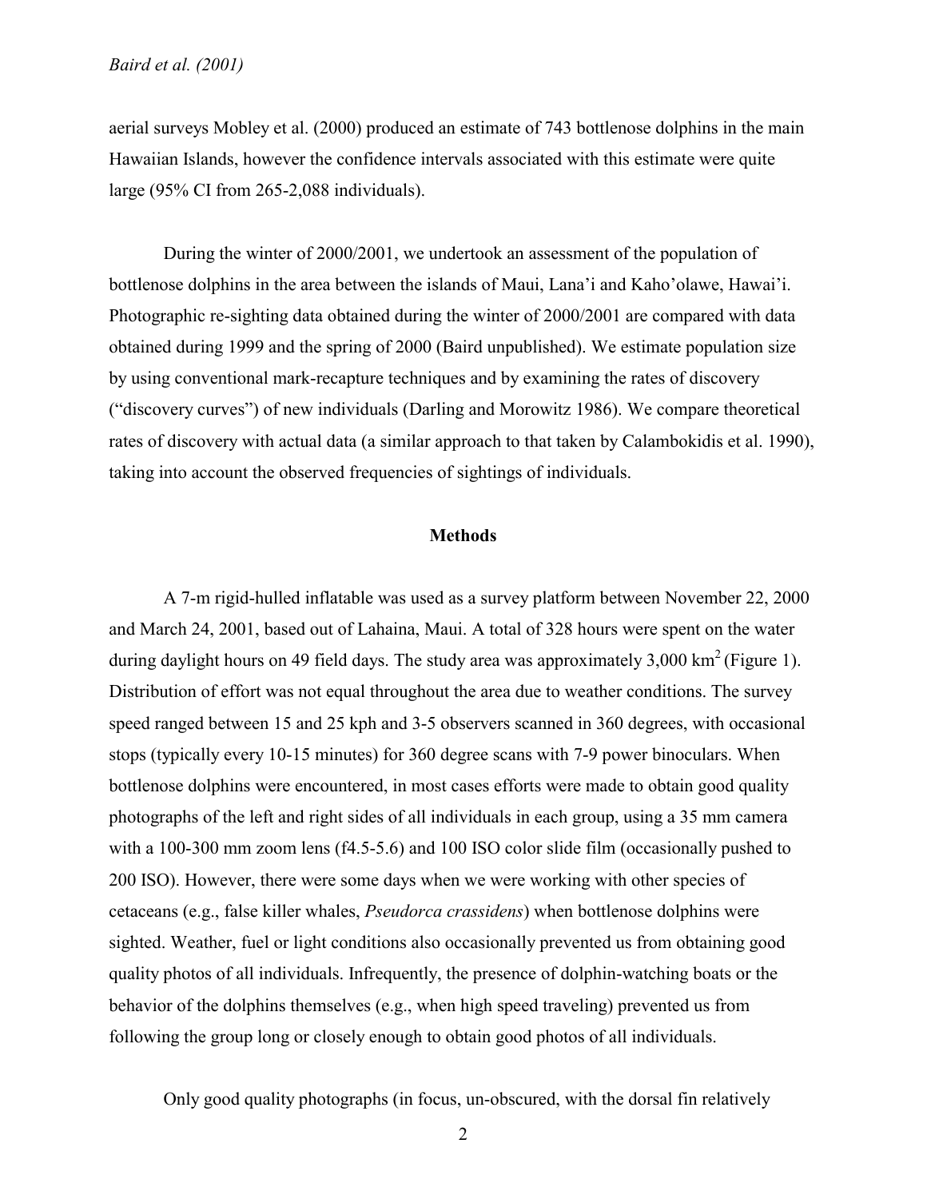aerial surveys Mobley et al. (2000) produced an estimate of 743 bottlenose dolphins in the main Hawaiian Islands, however the confidence intervals associated with this estimate were quite large (95% CI from 265-2,088 individuals).

During the winter of 2000/2001, we undertook an assessment of the population of bottlenose dolphins in the area between the islands of Maui, Lana'i and Kaho'olawe, Hawai'i. Photographic re-sighting data obtained during the winter of 2000/2001 are compared with data obtained during 1999 and the spring of 2000 (Baird unpublished). We estimate population size by using conventional mark-recapture techniques and by examining the rates of discovery ("discovery curves") of new individuals (Darling and Morowitz 1986). We compare theoretical rates of discovery with actual data (a similar approach to that taken by Calambokidis et al. 1990), taking into account the observed frequencies of sightings of individuals.

## Methods

A 7-m rigid-hulled inflatable was used as a survey platform between November 22, 2000 and March 24, 2001, based out of Lahaina, Maui. A total of 328 hours were spent on the water during daylight hours on 49 field days. The study area was approximately 3,000 km$^2$ (Figure 1). Distribution of effort was not equal throughout the area due to weather conditions. The survey speed ranged between 15 and 25 kph and 3-5 observers scanned in 360 degrees, with occasional stops (typically every 10-15 minutes) for 360 degree scans with 7-9 power binoculars. When bottlenose dolphins were encountered, in most cases efforts were made to obtain good quality photographs of the left and right sides of all individuals in each group, using a 35 mm camera with a 100-300 mm zoom lens (f4.5-5.6) and 100 ISO color slide film (occasionally pushed to 200 ISO). However, there were some days when we were working with other species of cetaceans (e.g., false killer whales, *Pseudorca crassidens*) when bottlenose dolphins were sighted. Weather, fuel or light conditions also occasionally prevented us from obtaining good quality photos of all individuals. Infrequently, the presence of dolphin-watching boats or the behavior of the dolphins themselves (e.g., when high speed traveling) prevented us from following the group long or closely enough to obtain good photos of all individuals.

Only good quality photographs (in focus, un-obscured, with the dorsal fin relatively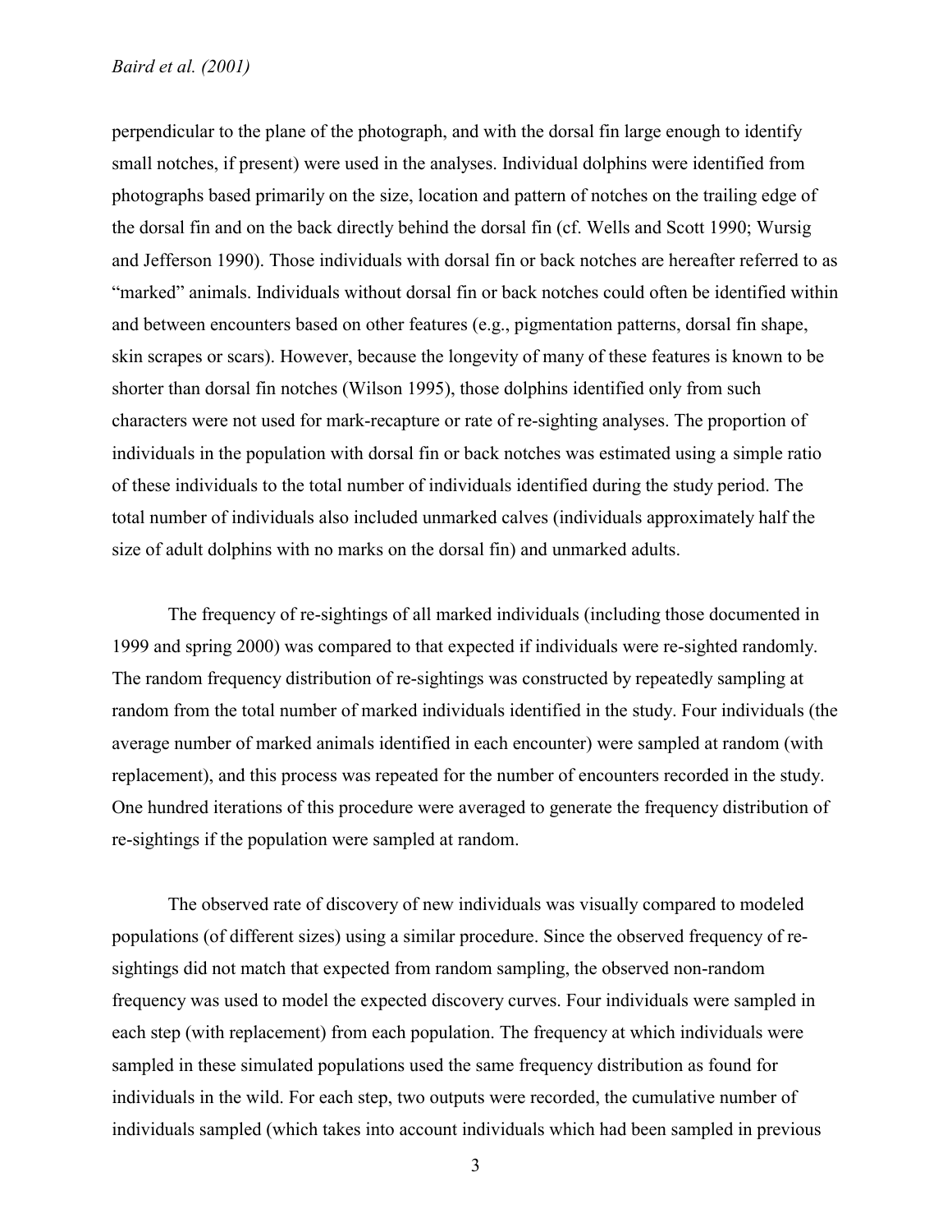perpendicular to the plane of the photograph, and with the dorsal fin large enough to identify small notches, if present) were used in the analyses. Individual dolphins were identified from photographs based primarily on the size, location and pattern of notches on the trailing edge of the dorsal fin and on the back directly behind the dorsal fin (cf. Wells and Scott 1990; Wursig and Jefferson 1990). Those individuals with dorsal fin or back notches are hereafter referred to as "marked" animals. Individuals without dorsal fin or back notches could often be identified within and between encounters based on other features (e.g., pigmentation patterns, dorsal fin shape, skin scrapes or scars). However, because the longevity of many of these features is known to be shorter than dorsal fin notches (Wilson 1995), those dolphins identified only from such characters were not used for mark-recapture or rate of re-sighting analyses. The proportion of individuals in the population with dorsal fin or back notches was estimated using a simple ratio of these individuals to the total number of individuals identified during the study period. The total number of individuals also included unmarked calves (individuals approximately half the size of adult dolphins with no marks on the dorsal fin) and unmarked adults.

The frequency of re-sightings of all marked individuals (including those documented in 1999 and spring 2000) was compared to that expected if individuals were re-sighted randomly. The random frequency distribution of re-sightings was constructed by repeatedly sampling at random from the total number of marked individuals identified in the study. Four individuals (the average number of marked animals identified in each encounter) were sampled at random (with replacement), and this process was repeated for the number of encounters recorded in the study. One hundred iterations of this procedure were averaged to generate the frequency distribution of re-sightings if the population were sampled at random.

The observed rate of discovery of new individuals was visually compared to modeled populations (of different sizes) using a similar procedure. Since the observed frequency of re-sightings did not match that expected from random sampling, the observed non-random frequency was used to model the expected discovery curves. Four individuals were sampled in each step (with replacement) from each population. The frequency at which individuals were sampled in these simulated populations used the same frequency distribution as found for individuals in the wild. For each step, two outputs were recorded, the cumulative number of individuals sampled (which takes into account individuals which had been sampled in previous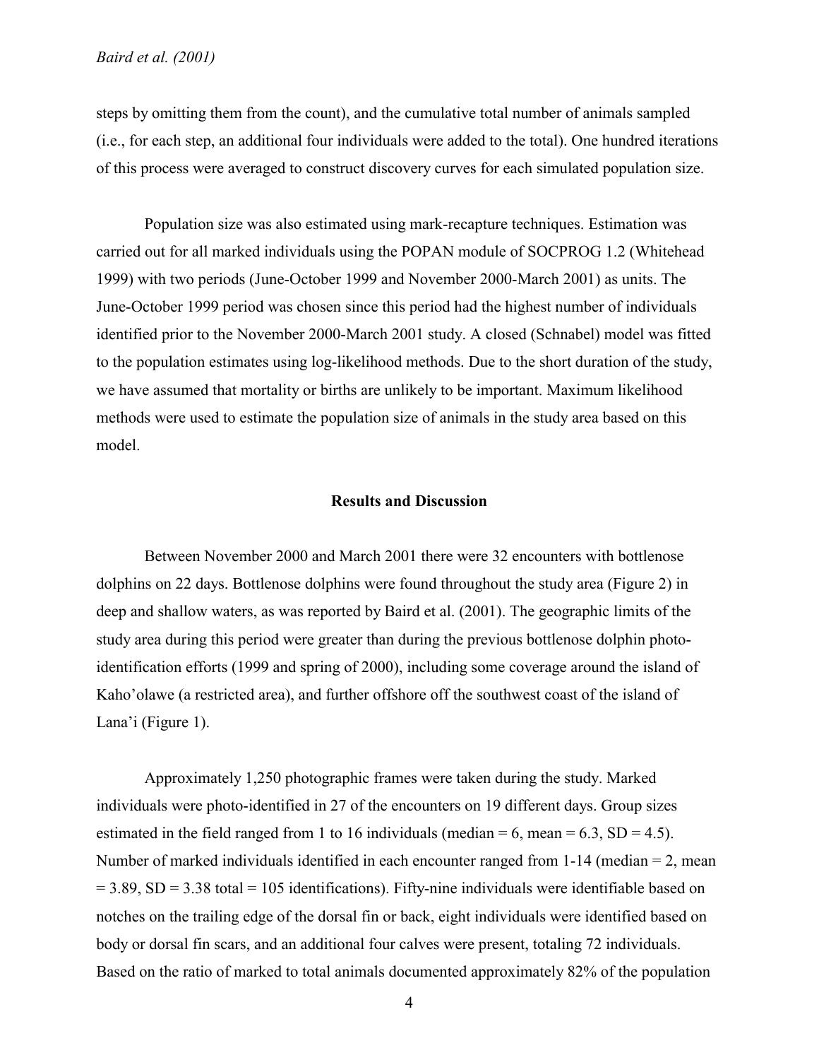steps by omitting them from the count), and the cumulative total number of animals sampled (i.e., for each step, an additional four individuals were added to the total). One hundred iterations of this process were averaged to construct discovery curves for each simulated population size.

Population size was also estimated using mark-recapture techniques. Estimation was carried out for all marked individuals using the POPAN module of SOCPROG 1.2 (Whitehead 1999) with two periods (June-October 1999 and November 2000-March 2001) as units. The June-October 1999 period was chosen since this period had the highest number of individuals identified prior to the November 2000-March 2001 study. A closed (Schnabel) model was fitted to the population estimates using log-likelihood methods. Due to the short duration of the study, we have assumed that mortality or births are unlikely to be important. Maximum likelihood methods were used to estimate the population size of animals in the study area based on this model.

## Results and Discussion

Between November 2000 and March 2001 there were 32 encounters with bottlenose dolphins on 22 days. Bottlenose dolphins were found throughout the study area (Figure 2) in deep and shallow waters, as was reported by Baird et al. (2001). The geographic limits of the study area during this period were greater than during the previous bottlenose dolphin photo-identification efforts (1999 and spring of 2000), including some coverage around the island of Kaho'olawe (a restricted area), and further offshore off the southwest coast of the island of Lana'i (Figure 1).

Approximately 1,250 photographic frames were taken during the study. Marked individuals were photo-identified in 27 of the encounters on 19 different days. Group sizes estimated in the field ranged from 1 to 16 individuals (median = 6, mean = 6.3, SD = 4.5). Number of marked individuals identified in each encounter ranged from 1-14 (median = 2, mean = 3.89, SD = 3.38 total = 105 identifications). Fifty-nine individuals were identifiable based on notches on the trailing edge of the dorsal fin or back, eight individuals were identified based on body or dorsal fin scars, and an additional four calves were present, totaling 72 individuals. Based on the ratio of marked to total animals documented approximately 82% of the population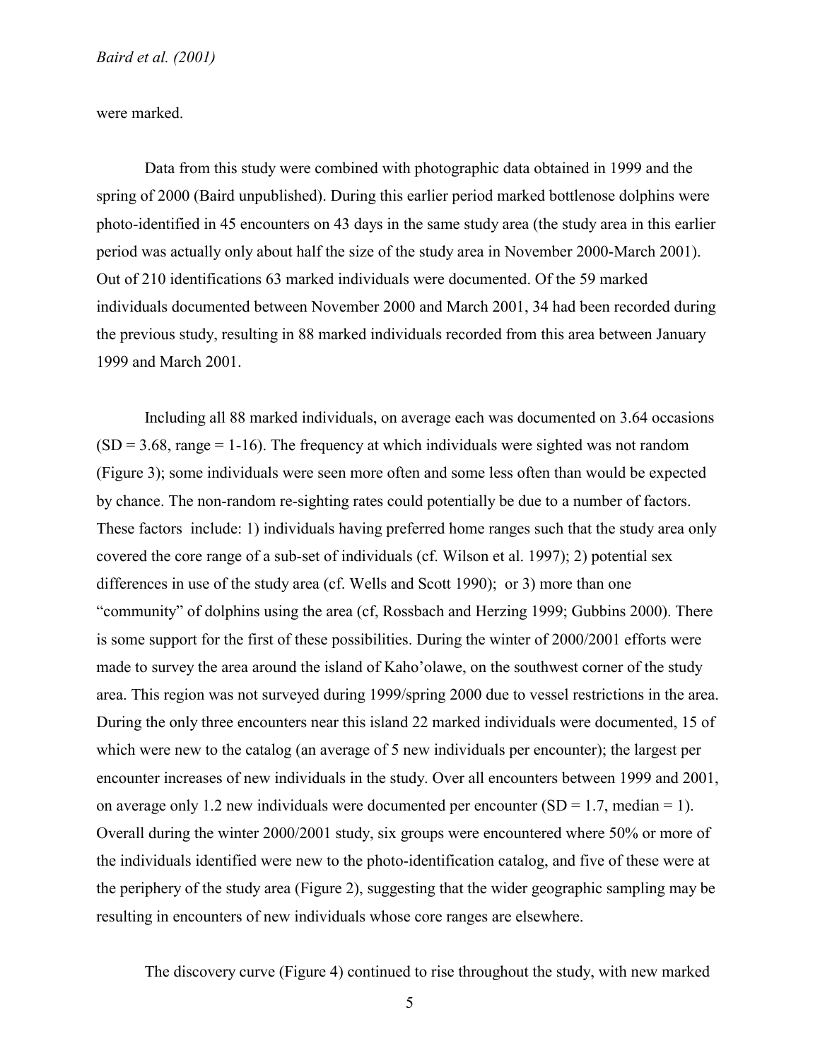were marked.

Data from this study were combined with photographic data obtained in 1999 and the spring of 2000 (Baird unpublished). During this earlier period marked bottlenose dolphins were photo-identified in 45 encounters on 43 days in the same study area (the study area in this earlier period was actually only about half the size of the study area in November 2000-March 2001). Out of 210 identifications 63 marked individuals were documented. Of the 59 marked individuals documented between November 2000 and March 2001, 34 had been recorded during the previous study, resulting in 88 marked individuals recorded from this area between January 1999 and March 2001.

Including all 88 marked individuals, on average each was documented on 3.64 occasions (SD = 3.68, range = 1-16). The frequency at which individuals were sighted was not random (Figure 3); some individuals were seen more often and some less often than would be expected by chance. The non-random re-sighting rates could potentially be due to a number of factors. These factors include: 1) individuals having preferred home ranges such that the study area only covered the core range of a sub-set of individuals (cf. Wilson et al. 1997); 2) potential sex differences in use of the study area (cf. Wells and Scott 1990); or 3) more than one "community" of dolphins using the area (cf, Rossbach and Herzing 1999; Gubbins 2000). There is some support for the first of these possibilities. During the winter of 2000/2001 efforts were made to survey the area around the island of Kaho'olawe, on the southwest corner of the study area. This region was not surveyed during 1999/spring 2000 due to vessel restrictions in the area. During the only three encounters near this island 22 marked individuals were documented, 15 of which were new to the catalog (an average of 5 new individuals per encounter); the largest per encounter increases of new individuals in the study. Over all encounters between 1999 and 2001, on average only 1.2 new individuals were documented per encounter (SD = 1.7, median = 1). Overall during the winter 2000/2001 study, six groups were encountered where 50% or more of the individuals identified were new to the photo-identification catalog, and five of these were at the periphery of the study area (Figure 2), suggesting that the wider geographic sampling may be resulting in encounters of new individuals whose core ranges are elsewhere.

The discovery curve (Figure 4) continued to rise throughout the study, with new marked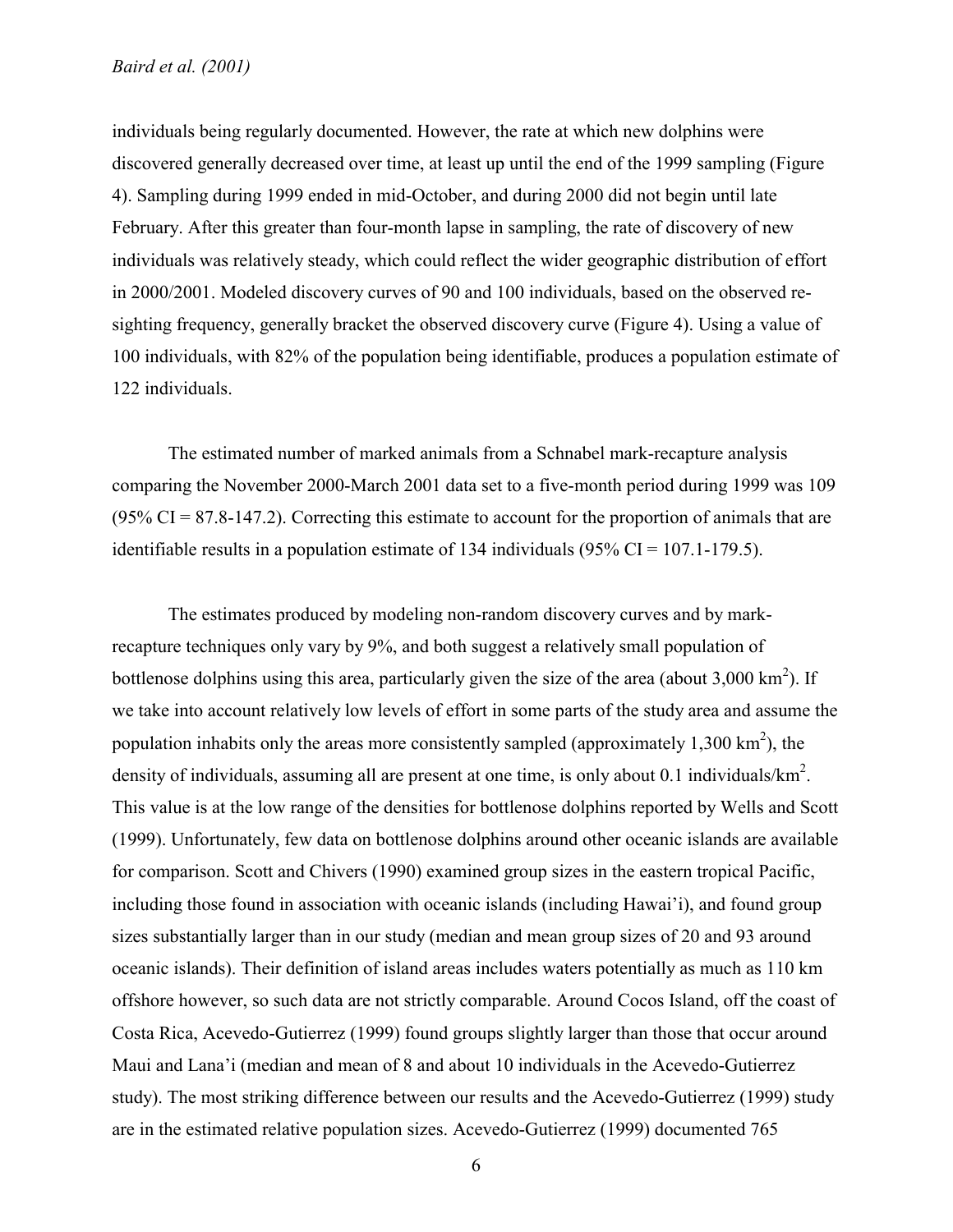individuals being regularly documented. However, the rate at which new dolphins were discovered generally decreased over time, at least up until the end of the 1999 sampling (Figure 4). Sampling during 1999 ended in mid-October, and during 2000 did not begin until late February. After this greater than four-month lapse in sampling, the rate of discovery of new individuals was relatively steady, which could reflect the wider geographic distribution of effort in 2000/2001. Modeled discovery curves of 90 and 100 individuals, based on the observed re-sighting frequency, generally bracket the observed discovery curve (Figure 4). Using a value of 100 individuals, with 82% of the population being identifiable, produces a population estimate of 122 individuals.

The estimated number of marked animals from a Schnabel mark-recapture analysis comparing the November 2000-March 2001 data set to a five-month period during 1999 was 109 (95% CI = 87.8-147.2). Correcting this estimate to account for the proportion of animals that are identifiable results in a population estimate of 134 individuals (95% CI = 107.1-179.5).

The estimates produced by modeling non-random discovery curves and by mark-recapture techniques only vary by 9%, and both suggest a relatively small population of bottlenose dolphins using this area, particularly given the size of the area (about 3,000 $km^2$). If we take into account relatively low levels of effort in some parts of the study area and assume the population inhabits only the areas more consistently sampled (approximately 1,300 $km^2$), the density of individuals, assuming all are present at one time, is only about 0.1 individuals/$km^2$. This value is at the low range of the densities for bottlenose dolphins reported by Wells and Scott (1999). Unfortunately, few data on bottlenose dolphins around other oceanic islands are available for comparison. Scott and Chivers (1990) examined group sizes in the eastern tropical Pacific, including those found in association with oceanic islands (including Hawai'i), and found group sizes substantially larger than in our study (median and mean group sizes of 20 and 93 around oceanic islands). Their definition of island areas includes waters potentially as much as 110 km offshore however, so such data are not strictly comparable. Around Cocos Island, off the coast of Costa Rica, Acevedo-Gutierrez (1999) found groups slightly larger than those that occur around Maui and Lana'i (median and mean of 8 and about 10 individuals in the Acevedo-Gutierrez study). The most striking difference between our results and the Acevedo-Gutierrez (1999) study are in the estimated relative population sizes. Acevedo-Gutierrez (1999) documented 765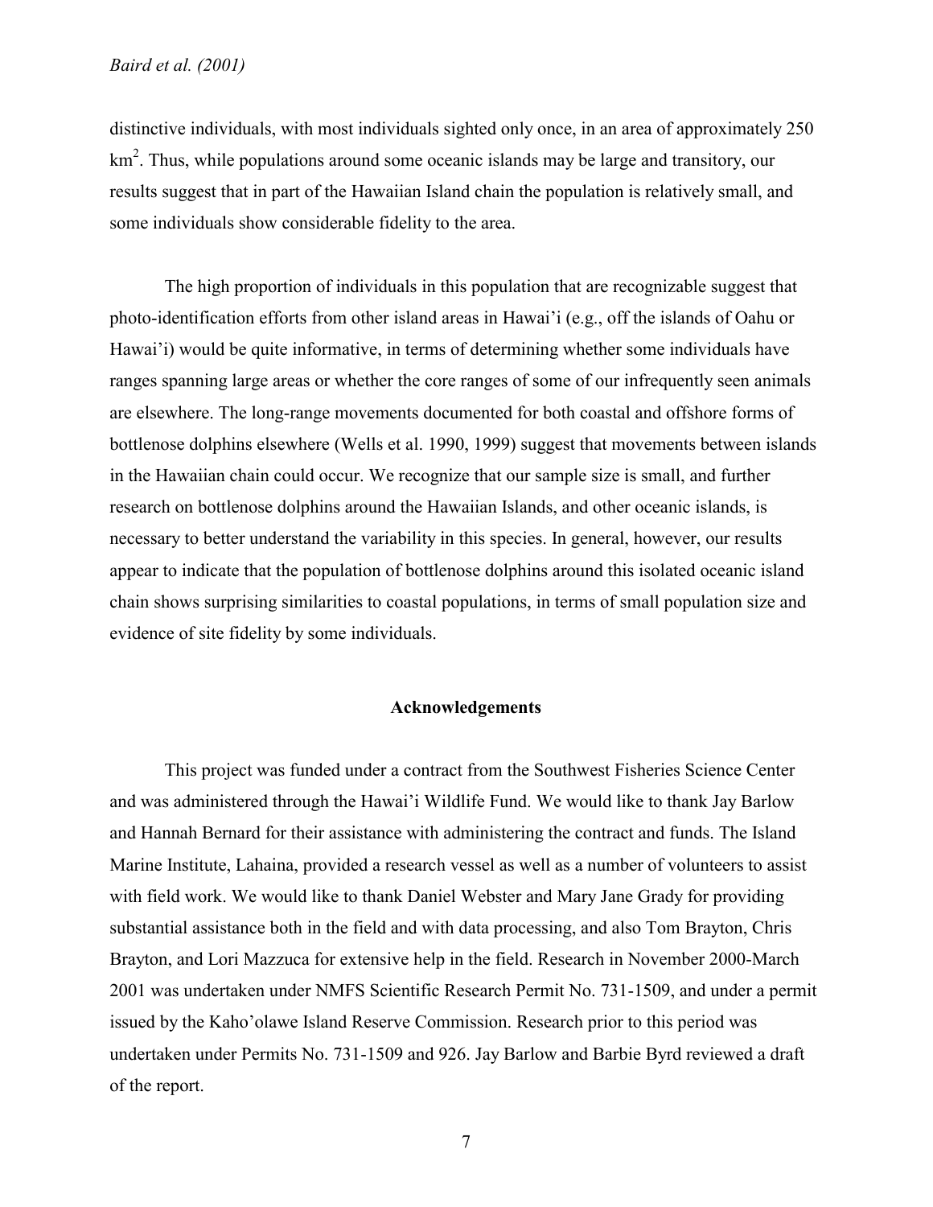distinctive individuals, with most individuals sighted only once, in an area of approximately 250 $km^2$. Thus, while populations around some oceanic islands may be large and transitory, our results suggest that in part of the Hawaiian Island chain the population is relatively small, and some individuals show considerable fidelity to the area.

The high proportion of individuals in this population that are recognizable suggest that photo-identification efforts from other island areas in Hawai'i (e.g., off the islands of Oahu or Hawai'i) would be quite informative, in terms of determining whether some individuals have ranges spanning large areas or whether the core ranges of some of our infrequently seen animals are elsewhere. The long-range movements documented for both coastal and offshore forms of bottlenose dolphins elsewhere (Wells et al. 1990, 1999) suggest that movements between islands in the Hawaiian chain could occur. We recognize that our sample size is small, and further research on bottlenose dolphins around the Hawaiian Islands, and other oceanic islands, is necessary to better understand the variability in this species. In general, however, our results appear to indicate that the population of bottlenose dolphins around this isolated oceanic island chain shows surprising similarities to coastal populations, in terms of small population size and evidence of site fidelity by some individuals.

## Acknowledgements

This project was funded under a contract from the Southwest Fisheries Science Center and was administered through the Hawai'i Wildlife Fund. We would like to thank Jay Barlow and Hannah Bernard for their assistance with administering the contract and funds. The Island Marine Institute, Lahaina, provided a research vessel as well as a number of volunteers to assist with field work. We would like to thank Daniel Webster and Mary Jane Grady for providing substantial assistance both in the field and with data processing, and also Tom Brayton, Chris Brayton, and Lori Mazzuca for extensive help in the field. Research in November 2000-March 2001 was undertaken under NMFS Scientific Research Permit No. 731-1509, and under a permit issued by the Kaho'olawe Island Reserve Commission. Research prior to this period was undertaken under Permits No. 731-1509 and 926. Jay Barlow and Barbie Byrd reviewed a draft of the report.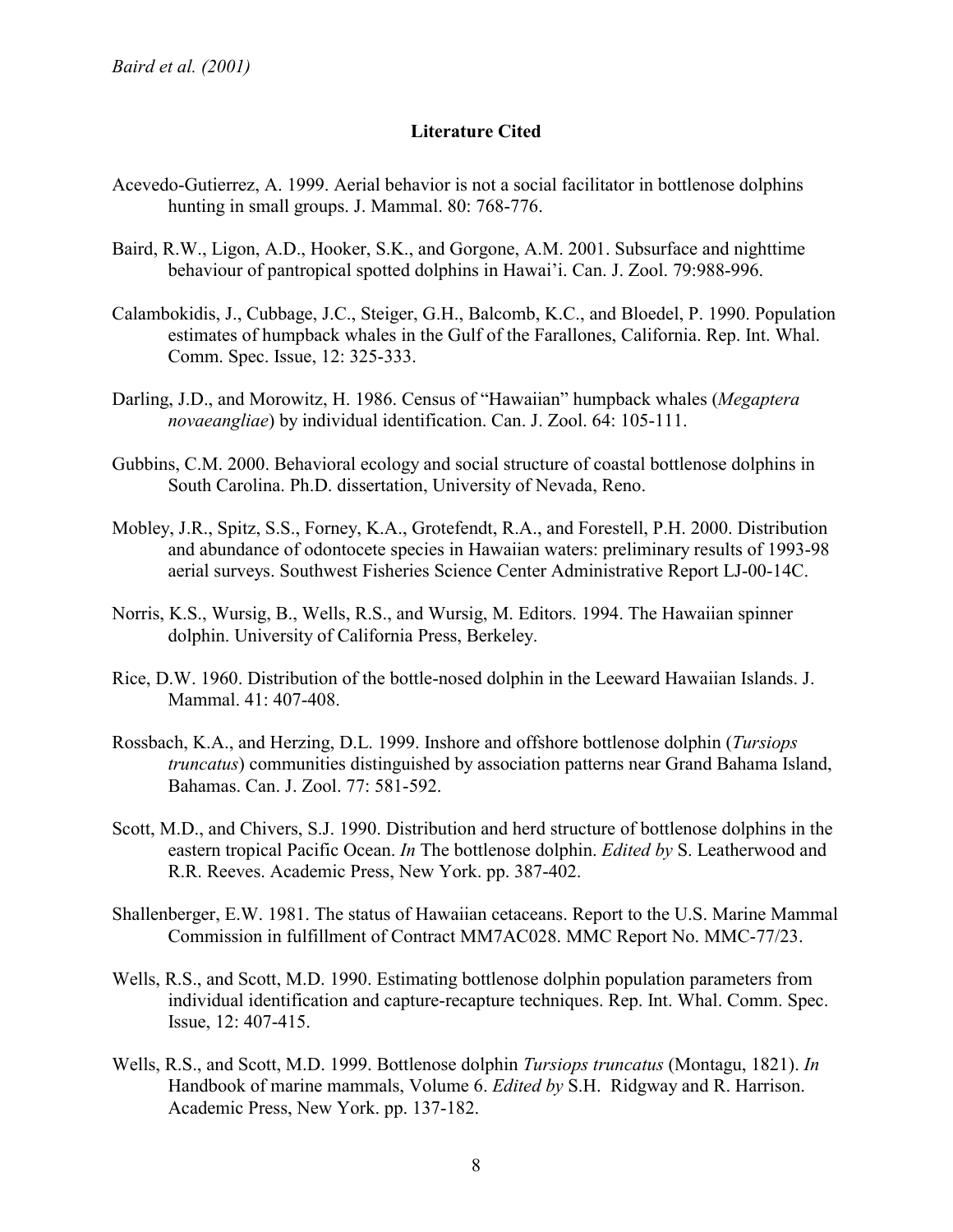## Literature Cited

Acevedo-Gutierrez, A. 1999. Aerial behavior is not a social facilitator in bottlenose dolphins hunting in small groups. J. Mammal. 80: 768-776.

Baird, R.W., Ligon, A.D., Hooker, S.K., and Gorgone, A.M. 2001. Subsurface and nighttime behaviour of pantropical spotted dolphins in Hawai'i. Can. J. Zool. 79:988-996.

Calambokidis, J., Cubbage, J.C., Steiger, G.H., Balcomb, K.C., and Bloedel, P. 1990. Population estimates of humpback whales in the Gulf of the Farallones, California. Rep. Int. Whal. Comm. Spec. Issue, 12: 325-333.

Darling, J.D., and Morowitz, H. 1986. Census of "Hawaiian" humpback whales (*Megaptera novaeangliae*) by individual identification. Can. J. Zool. 64: 105-111.

Gubbins, C.M. 2000. Behavioral ecology and social structure of coastal bottlenose dolphins in South Carolina. Ph.D. dissertation, University of Nevada, Reno.

Mobley, J.R., Spitz, S.S., Forney, K.A., Grotefendt, R.A., and Forestell, P.H. 2000. Distribution and abundance of odontocete species in Hawaiian waters: preliminary results of 1993-98 aerial surveys. Southwest Fisheries Science Center Administrative Report LJ-00-14C.

Norris, K.S., Wursig, B., Wells, R.S., and Wursig, M. Editors. 1994. The Hawaiian spinner dolphin. University of California Press, Berkeley.

Rice, D.W. 1960. Distribution of the bottle-nosed dolphin in the Leeward Hawaiian Islands. J. Mammal. 41: 407-408.

Rossbach, K.A., and Herzing, D.L. 1999. Inshore and offshore bottlenose dolphin (*Tursiops truncatus*) communities distinguished by association patterns near Grand Bahama Island, Bahamas. Can. J. Zool. 77: 581-592.

Scott, M.D., and Chivers, S.J. 1990. Distribution and herd structure of bottlenose dolphins in the eastern tropical Pacific Ocean. *In* The bottlenose dolphin. *Edited by* S. Leatherwood and R.R. Reeves. Academic Press, New York. pp. 387-402.

Shallenberger, E.W. 1981. The status of Hawaiian cetaceans. Report to the U.S. Marine Mammal Commission in fulfillment of Contract MM7AC028. MMC Report No. MMC-77/23.

Wells, R.S., and Scott, M.D. 1990. Estimating bottlenose dolphin population parameters from individual identification and capture-recapture techniques. Rep. Int. Whal. Comm. Spec. Issue, 12: 407-415.

Wells, R.S., and Scott, M.D. 1999. Bottlenose dolphin *Tursiops truncatus* (Montagu, 1821). *In* Handbook of marine mammals, Volume 6. *Edited by* S.H. Ridgway and R. Harrison. Academic Press, New York. pp. 137-182.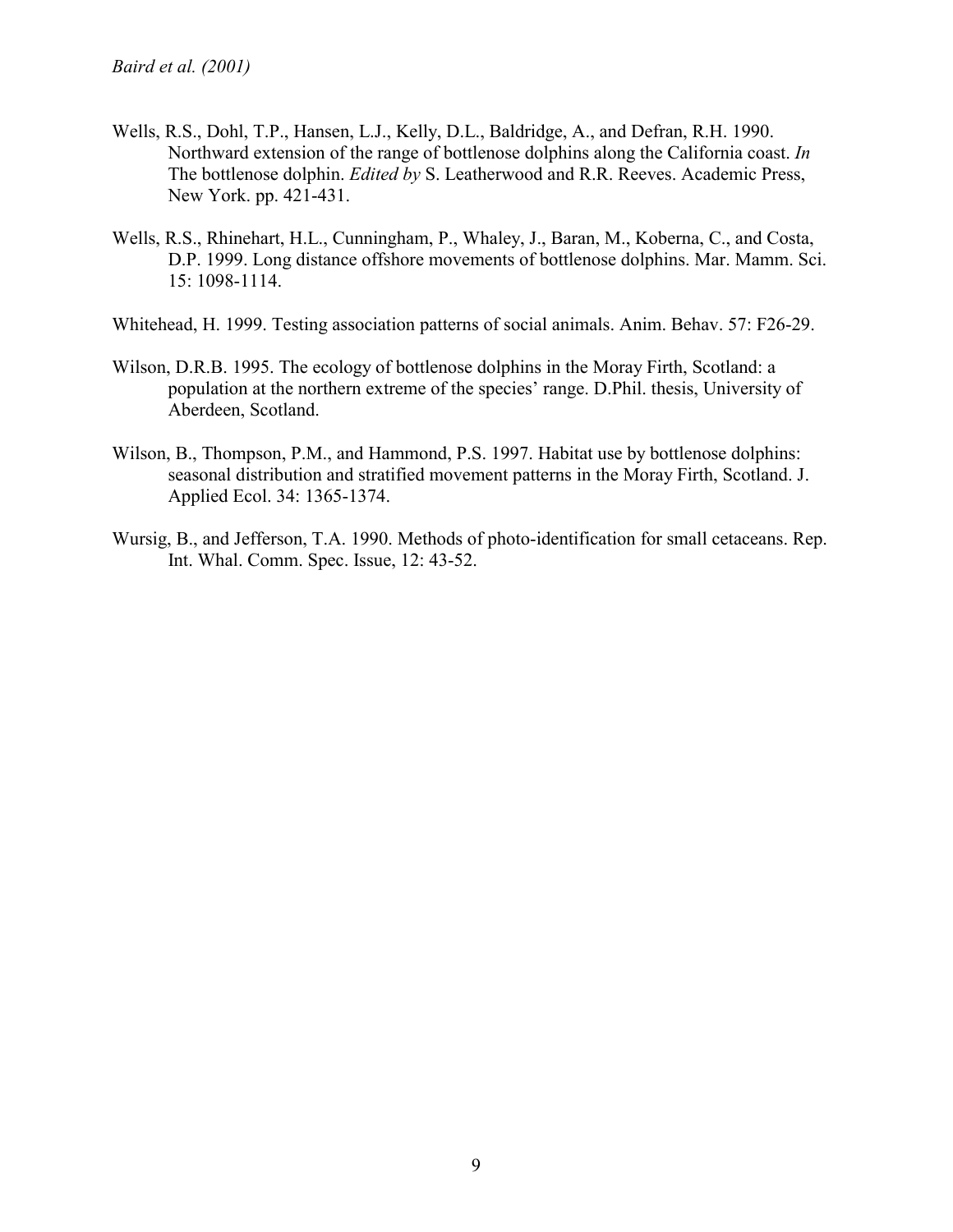Wells, R.S., Dohl, T.P., Hansen, L.J., Kelly, D.L., Baldridge, A., and Defran, R.H. 1990. Northward extension of the range of bottlenose dolphins along the California coast. *In* The bottlenose dolphin. *Edited by* S. Leatherwood and R.R. Reeves. Academic Press, New York. pp. 421-431.

Wells, R.S., Rhinehart, H.L., Cunningham, P., Whaley, J., Baran, M., Koberna, C., and Costa, D.P. 1999. Long distance offshore movements of bottlenose dolphins. Mar. Mamm. Sci. 15: 1098-1114.

Whitehead, H. 1999. Testing association patterns of social animals. Anim. Behav. 57: F26-29.

Wilson, D.R.B. 1995. The ecology of bottlenose dolphins in the Moray Firth, Scotland: a population at the northern extreme of the species' range. D.Phil. thesis, University of Aberdeen, Scotland.

Wilson, B., Thompson, P.M., and Hammond, P.S. 1997. Habitat use by bottlenose dolphins: seasonal distribution and stratified movement patterns in the Moray Firth, Scotland. J. Applied Ecol. 34: 1365-1374.

Wursig, B., and Jefferson, T.A. 1990. Methods of photo-identification for small cetaceans. Rep. Int. Whal. Comm. Spec. Issue, 12: 43-52.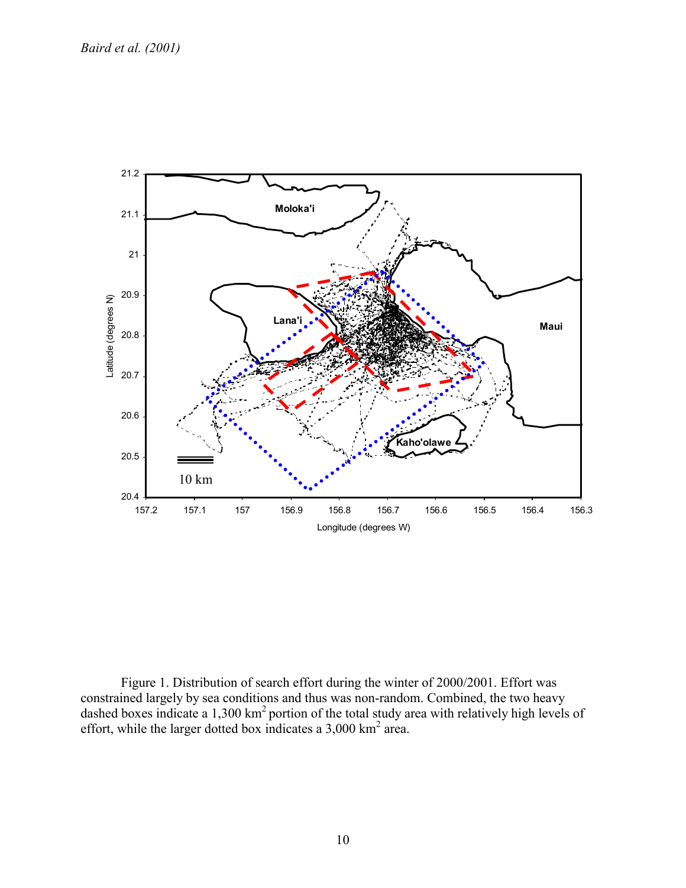Figure 1. Distribution of search effort during the winter of 2000/2001. Effort was constrained largely by sea conditions and thus was non-random. Combined, the two heavy dashed boxes indicate a 1,300 km$^2$ portion of the total study area with relatively high levels of effort, while the larger dotted box indicates a 3,000 km$^2$ area.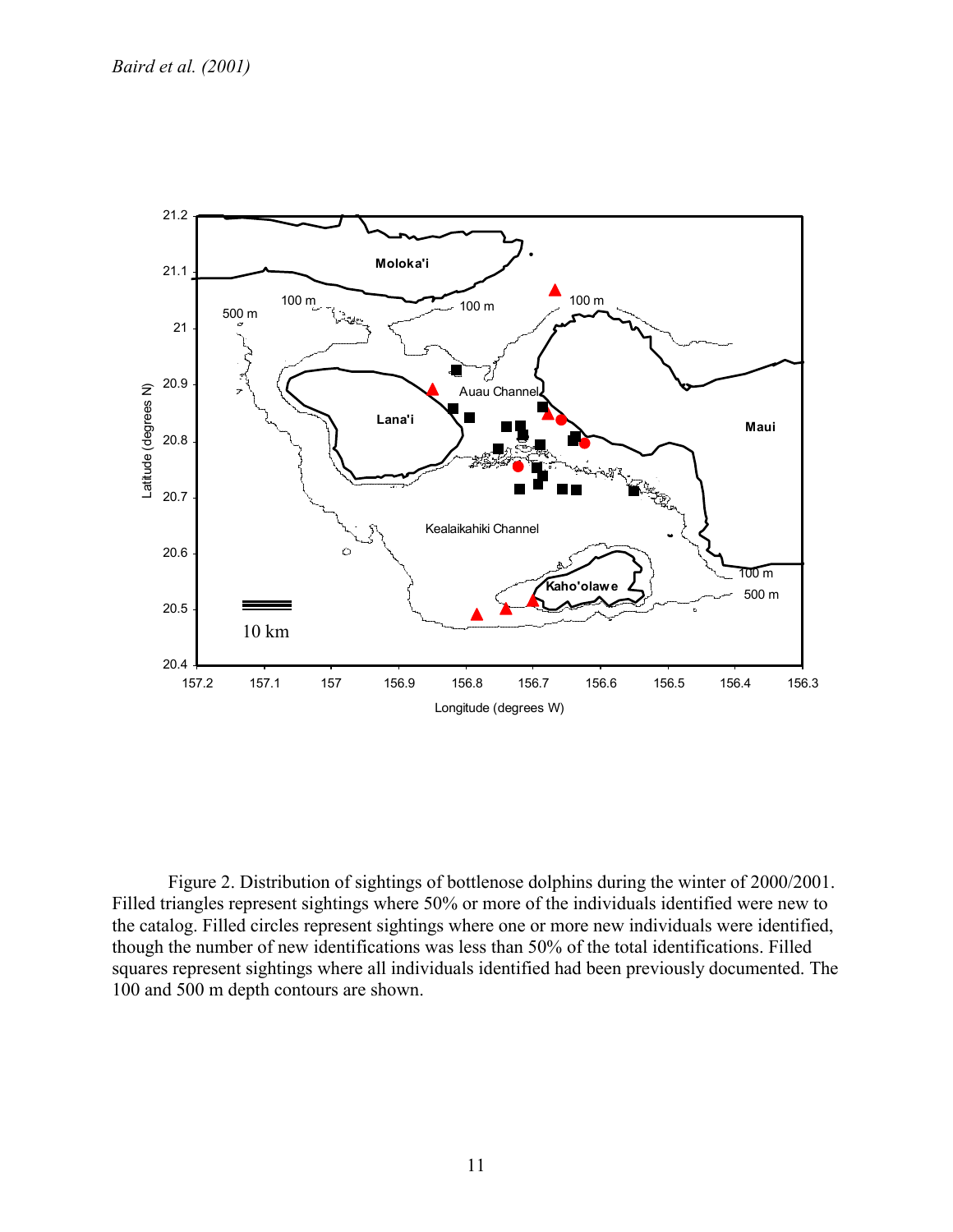Figure 2. Distribution of sightings of bottlenose dolphins during the winter of 2000/2001. Filled triangles represent sightings where 50% or more of the individuals identified were new to the catalog. Filled circles represent sightings where one or more new individuals were identified, though the number of new identifications was less than 50% of the total identifications. Filled squares represent sightings where all individuals identified had been previously documented. The 100 and 500 m depth contours are shown.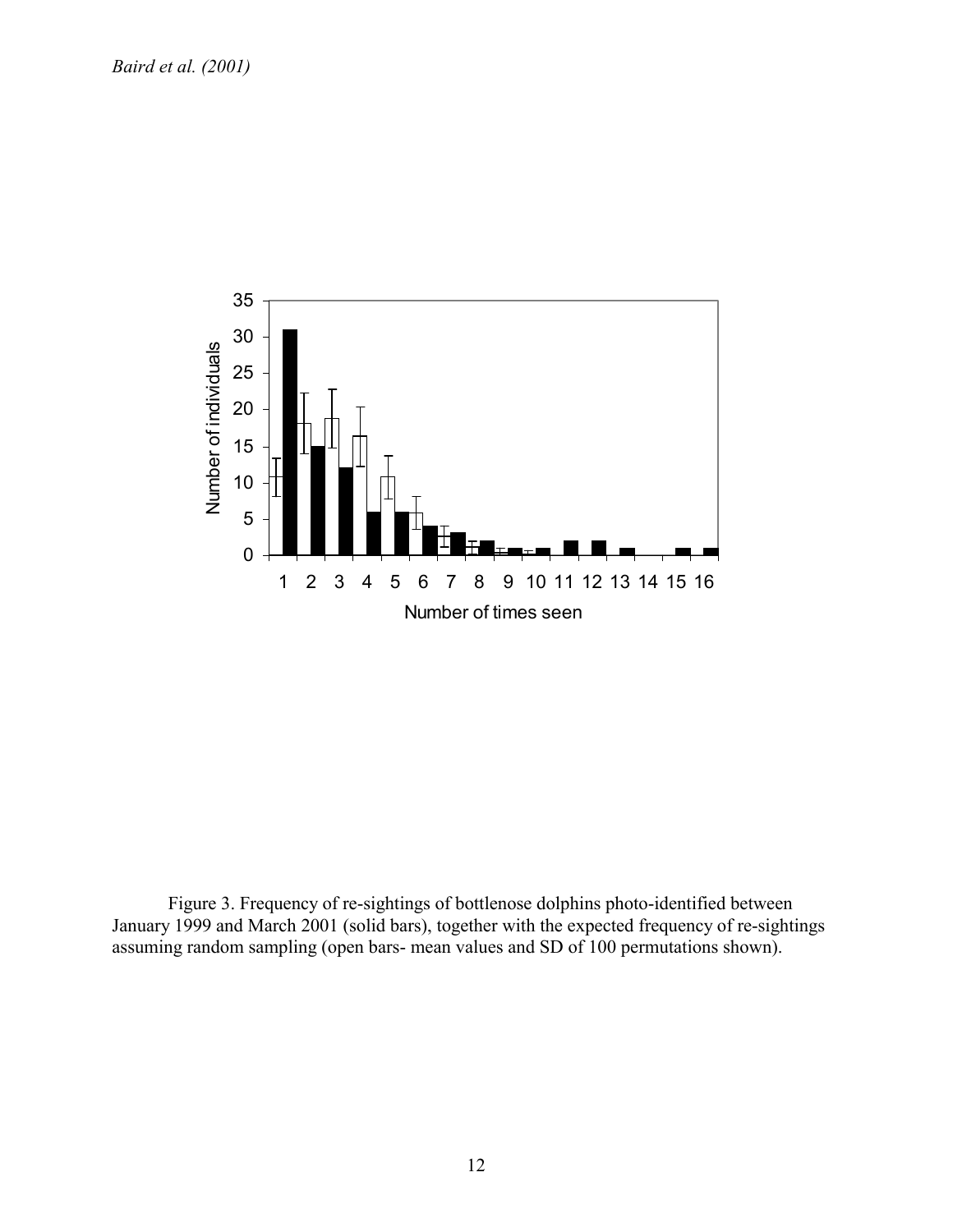Figure 3. Frequency of re-sightings of bottlenose dolphins photo-identified between January 1999 and March 2001 (solid bars), together with the expected frequency of re-sightings assuming random sampling (open bars- mean values and SD of 100 permutations shown).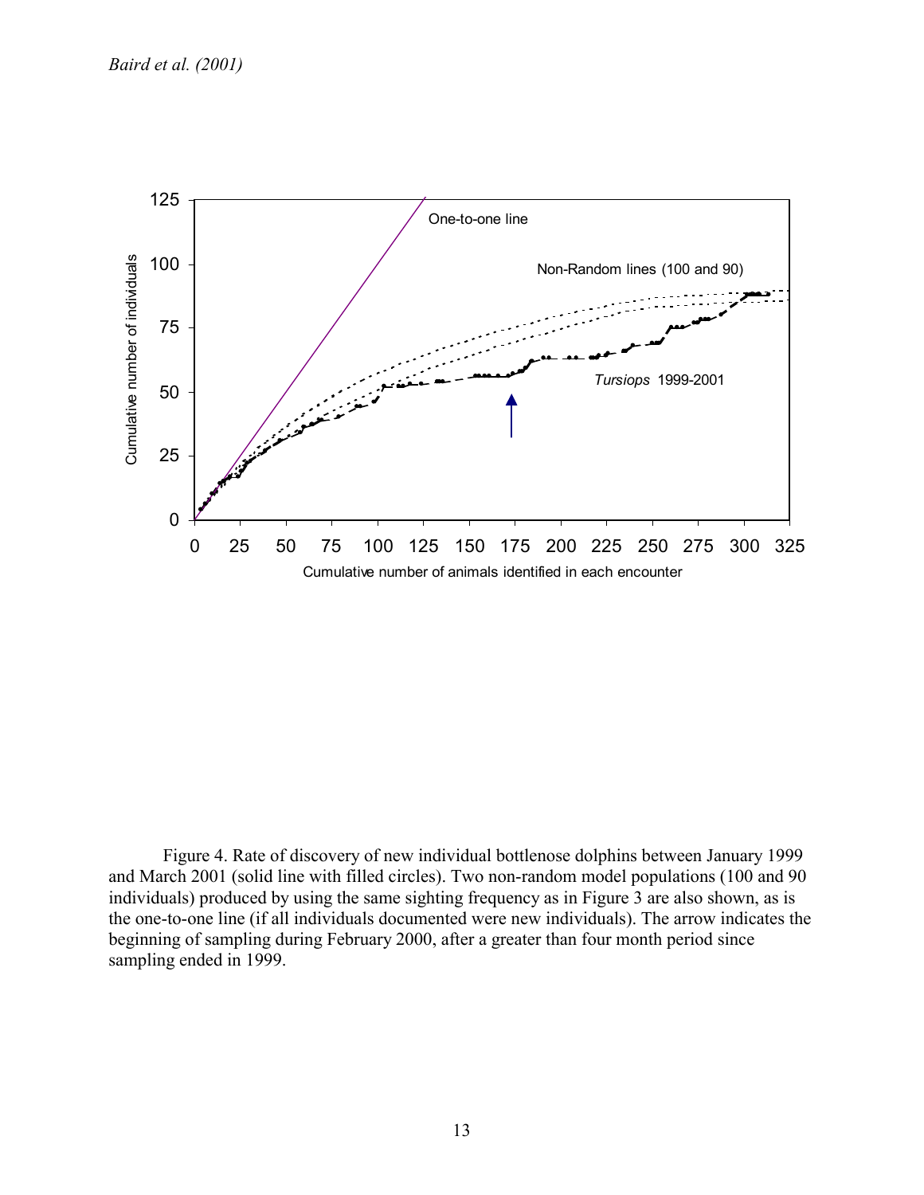125

100

75

50

25

0

0 25 50 75 100 125 150 175 200 225 250 275 300 325

Cumulative number of individuals

Cumulative number of animals identified in each encounter

One-to-one line

Non-Random lines (100 and 90)

*Tursiops* 1999-2001

Figure 4. Rate of discovery of new individual bottlenose dolphins between January 1999 and March 2001 (solid line with filled circles). Two non-random model populations (100 and 90 individuals) produced by using the same sighting frequency as in Figure 3 are also shown, as is the one-to-one line (if all individuals documented were new individuals). The arrow indicates the beginning of sampling during February 2000, after a greater than four month period since sampling ended in 1999.